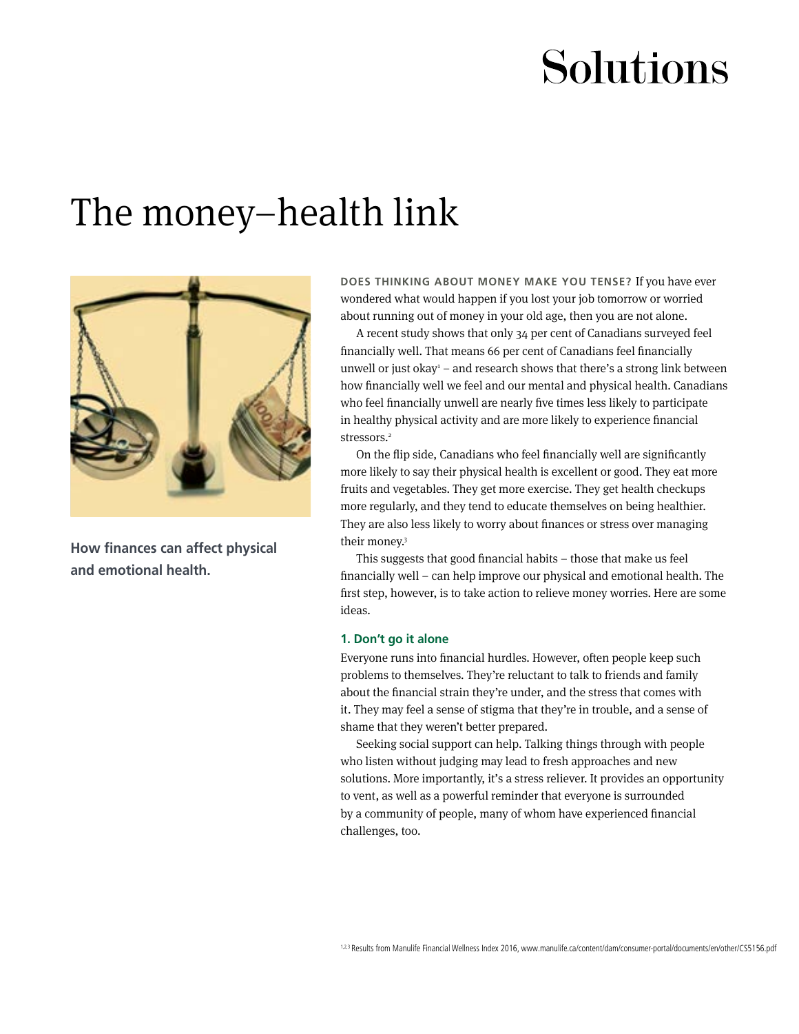# Solutions

## The money–health link

**How finances can affect physical and emotional health.**

**DOES THINKING ABOUT MONEY MAKE YOU TENSE?** If you have ever wondered what would happen if you lost your job tomorrow or worried about running out of money in your old age, then you are not alone.

A recent study shows that only 34 per cent of Canadians surveyed feel financially well. That means 66 per cent of Canadians feel financially unwell or just okay[1] – and research shows that there's a strong link between how financially well we feel and our mental and physical health. Canadians who feel financially unwell are nearly five times less likely to participate in healthy physical activity and are more likely to experience financial stressors.[2]

On the flip side, Canadians who feel financially well are significantly more likely to say their physical health is excellent or good. They eat more fruits and vegetables. They get more exercise. They get health checkups more regularly, and they tend to educate themselves on being healthier. They are also less likely to worry about finances or stress over managing their money.[3]

This suggests that good financial habits – those that make us feel financially well – can help improve our physical and emotional health. The first step, however, is to take action to relieve money worries. Here are some ideas.

### 1. Don't go it alone

Everyone runs into financial hurdles. However, often people keep such problems to themselves. They're reluctant to talk to friends and family about the financial strain they're under, and the stress that comes with it. They may feel a sense of stigma that they're in trouble, and a sense of shame that they weren't better prepared.

Seeking social support can help. Talking things through with people who listen without judging may lead to fresh approaches and new solutions. More importantly, it's a stress reliever. It provides an opportunity to vent, as well as a powerful reminder that everyone is surrounded by a community of people, many of whom have experienced financial challenges, too.

[1,2,3] Results from Manulife Financial Wellness Index 2016, www.manulife.ca/content/dam/consumer-portal/documents/en/other/CS5156.pdf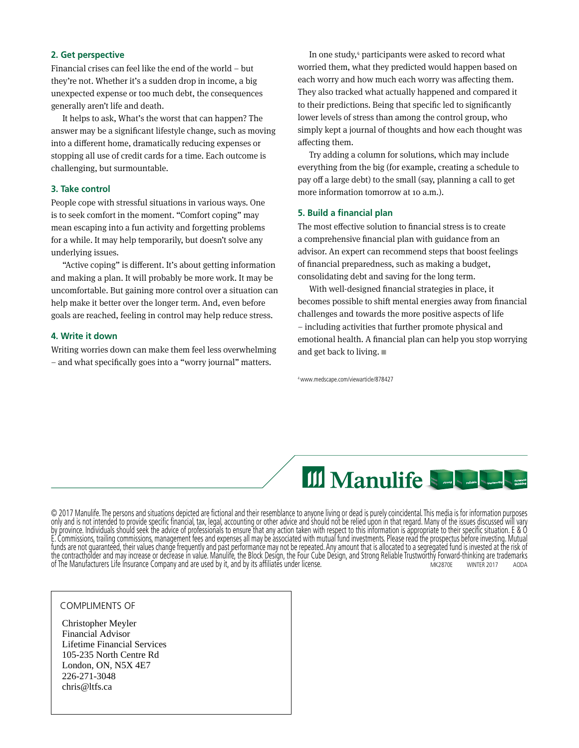## 2. Get perspective

Financial crises can feel like the end of the world – but they're not. Whether it's a sudden drop in income, a big unexpected expense or too much debt, the consequences generally aren't life and death.

It helps to ask, What's the worst that can happen? The answer may be a significant lifestyle change, such as moving into a different home, dramatically reducing expenses or stopping all use of credit cards for a time. Each outcome is challenging, but surmountable.

## 3. Take control

People cope with stressful situations in various ways. One is to seek comfort in the moment. "Comfort coping" may mean escaping into a fun activity and forgetting problems for a while. It may help temporarily, but doesn't solve any underlying issues.

"Active coping" is different. It's about getting information and making a plan. It will probably be more work. It may be uncomfortable. But gaining more control over a situation can help make it better over the longer term. And, even before goals are reached, feeling in control may help reduce stress.

## 4. Write it down

Writing worries down can make them feel less overwhelming – and what specifically goes into a "worry journal" matters.

In one study,[4] participants were asked to record what worried them, what they predicted would happen based on each worry and how much each worry was affecting them. They also tracked what actually happened and compared it to their predictions. Being that specific led to significantly lower levels of stress than among the control group, who simply kept a journal of thoughts and how each thought was affecting them.

Try adding a column for solutions, which may include everything from the big (for example, creating a schedule to pay off a large debt) to the small (say, planning a call to get more information tomorrow at 10 a.m.).

## 5. Build a financial plan

The most effective solution to financial stress is to create a comprehensive financial plan with guidance from an advisor. An expert can recommend steps that boost feelings of financial preparedness, such as making a budget, consolidating debt and saving for the long term.

With well-designed financial strategies in place, it becomes possible to shift mental energies away from financial challenges and towards the more positive aspects of life – including activities that further promote physical and emotional health. A financial plan can help you stop worrying and get back to living. ■

[4] www.medscape.com/viewarticle/878427

Manulife

© 2017 Manulife. The persons and situations depicted are fictional and their resemblance to anyone living or dead is purely coincidental. This media is for information purposes only and is not intended to provide specific financial, tax, legal, accounting or other advice and should not be relied upon in that regard. Many of the issues discussed will vary by province. Individuals should seek the advice of professionals to ensure that any action taken with respect to this information is appropriate to their specific situation. E & O E. Commissions, trailing commissions, management fees and expenses all may be associated with mutual fund investments. Please read the prospectus before investing. Mutual funds are not guaranteed, their values change frequently and past performance may not be repeated. Any amount that is allocated to a segregated fund is invested at the risk of the contractholder and may increase or decrease in value. Manulife, the Block Design, the Four Cube Design, and Strong Reliable Trustworthy Forward-thinking are trademarks of The Manufacturers Life Insurance Company and are used by it, and by its affiliates under license. MK2870E WINTER 2017 AODA

COMPLIMENTS OF

Christopher Meyler
Financial Advisor
Lifetime Financial Services
105-235 North Centre Rd
London, ON, N5X 4E7
226-271-3048
chris@ltfs.ca